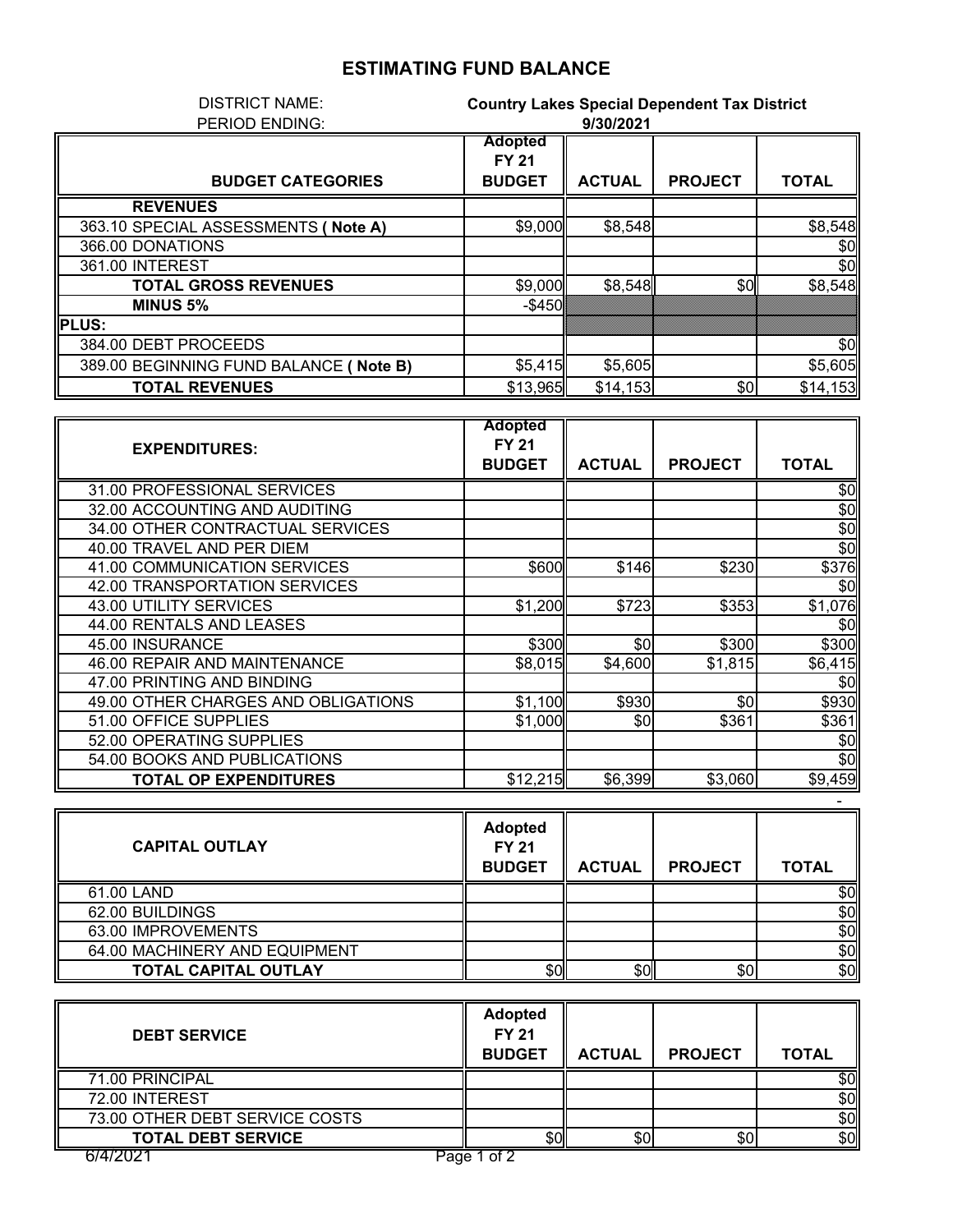# ESTIMATING FUND BALANCE

DISTRICT NAME: **Country Lakes Special Dependent Tax District**

PERIOD ENDING: **9/30/2021**

| BUDGET CATEGORIES | Adopted FY 21 BUDGET | ACTUAL | PROJECT | TOTAL |
|---|---|---|---|---|
| **REVENUES** | | | | |
| 363.10 SPECIAL ASSESSMENTS **( Note A)** | $9,000 | $8,548 | | $8,548 |
| 366.00 DONATIONS | | | | $0 |
| 361.00 INTEREST | | | | $0 |
| **TOTAL GROSS REVENUES** | $9,000 | $8,548 | $0 | $8,548 |
| **MINUS 5%** | -$450 | | | |
| **PLUS:** | | | | |
| 384.00 DEBT PROCEEDS | | | | $0 |
| 389.00 BEGINNING FUND BALANCE **( Note B)** | $5,415 | $5,605 | | $5,605 |
| **TOTAL REVENUES** | $13,965 | $14,153 | $0 | $14,153 |

| EXPENDITURES: | Adopted FY 21 BUDGET | ACTUAL | PROJECT | TOTAL |
|---|---|---|---|---|
| 31.00 PROFESSIONAL SERVICES | | | | $0 |
| 32.00 ACCOUNTING AND AUDITING | | | | $0 |
| 34.00 OTHER CONTRACTUAL SERVICES | | | | $0 |
| 40.00 TRAVEL AND PER DIEM | | | | $0 |
| 41.00 COMMUNICATION SERVICES | $600 | $146 | $230 | $376 |
| 42.00 TRANSPORTATION SERVICES | | | | $0 |
| 43.00 UTILITY SERVICES | $1,200 | $723 | $353 | $1,076 |
| 44.00 RENTALS AND LEASES | | | | $0 |
| 45.00 INSURANCE | $300 | $0 | $300 | $300 |
| 46.00 REPAIR AND MAINTENANCE | $8,015 | $4,600 | $1,815 | $6,415 |
| 47.00 PRINTING AND BINDING | | | | $0 |
| 49.00 OTHER CHARGES AND OBLIGATIONS | $1,100 | $930 | $0 | $930 |
| 51.00 OFFICE SUPPLIES | $1,000 | $0 | $361 | $361 |
| 52.00 OPERATING SUPPLIES | | | | $0 |
| 54.00 BOOKS AND PUBLICATIONS | | | | $0 |
| **TOTAL OP EXPENDITURES** | $12,215 | $6,399 | $3,060 | $9,459 |

| CAPITAL OUTLAY | Adopted FY 21 BUDGET | ACTUAL | PROJECT | TOTAL |
|---|---|---|---|---|
| 61.00 LAND | | | | $0 |
| 62.00 BUILDINGS | | | | $0 |
| 63.00 IMPROVEMENTS | | | | $0 |
| 64.00 MACHINERY AND EQUIPMENT | | | | $0 |
| **TOTAL CAPITAL OUTLAY** | $0 | $0 | $0 | $0 |

| DEBT SERVICE | Adopted FY 21 BUDGET | ACTUAL | PROJECT | TOTAL |
|---|---|---|---|---|
| 71.00 PRINCIPAL | | | | $0 |
| 72.00 INTEREST | | | | $0 |
| 73.00 OTHER DEBT SERVICE COSTS | | | | $0 |
| **TOTAL DEBT SERVICE** | $0 | $0 | $0 | $0 |

6/4/2021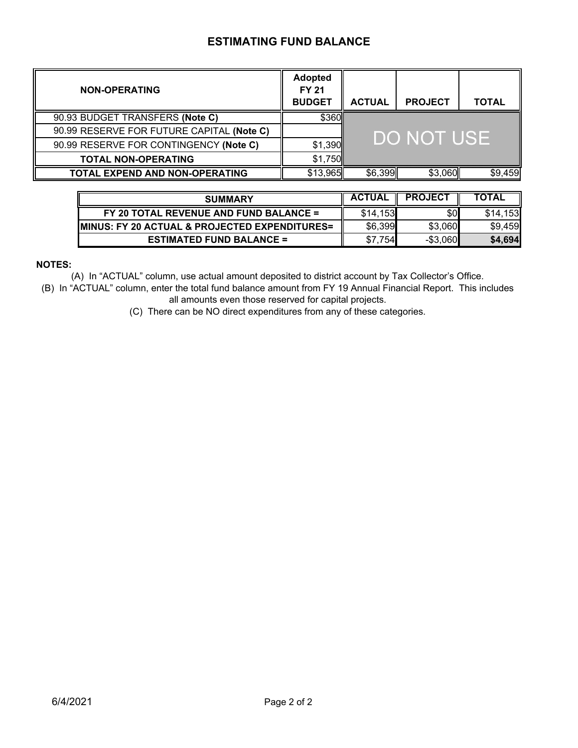# ESTIMATING FUND BALANCE

| NON-OPERATING | Adopted FY 21 BUDGET | ACTUAL | PROJECT | TOTAL |
|---|---|---|---|---|
| 90.93 BUDGET TRANSFERS **(Note C)** | $360 | DO NOT USE | | |
| 90.99 RESERVE FOR FUTURE CAPITAL **(Note C)** | | | | |
| 90.99 RESERVE FOR CONTINGENCY **(Note C)** | $1,390 | | | |
| **TOTAL NON-OPERATING** | $1,750 | | | |
| **TOTAL EXPEND AND NON-OPERATING** | $13,965 | $6,399 | $3,060 | $9,459 |

| SUMMARY | ACTUAL | PROJECT | TOTAL |
|---|---|---|---|
| **FY 20 TOTAL REVENUE AND FUND BALANCE =** | $14,153 | $0 | $14,153 |
| **MINUS: FY 20 ACTUAL & PROJECTED EXPENDITURES=** | $6,399 | $3,060 | $9,459 |
| **ESTIMATED FUND BALANCE =** | $7,754 | -$3,060 | **$4,694** |

**NOTES:**

(A) In “ACTUAL” column, use actual amount deposited to district account by Tax Collector’s Office.

(B) In “ACTUAL” column, enter the total fund balance amount from FY 19 Annual Financial Report. This includes all amounts even those reserved for capital projects.

(C) There can be NO direct expenditures from any of these categories.

6/4/2021